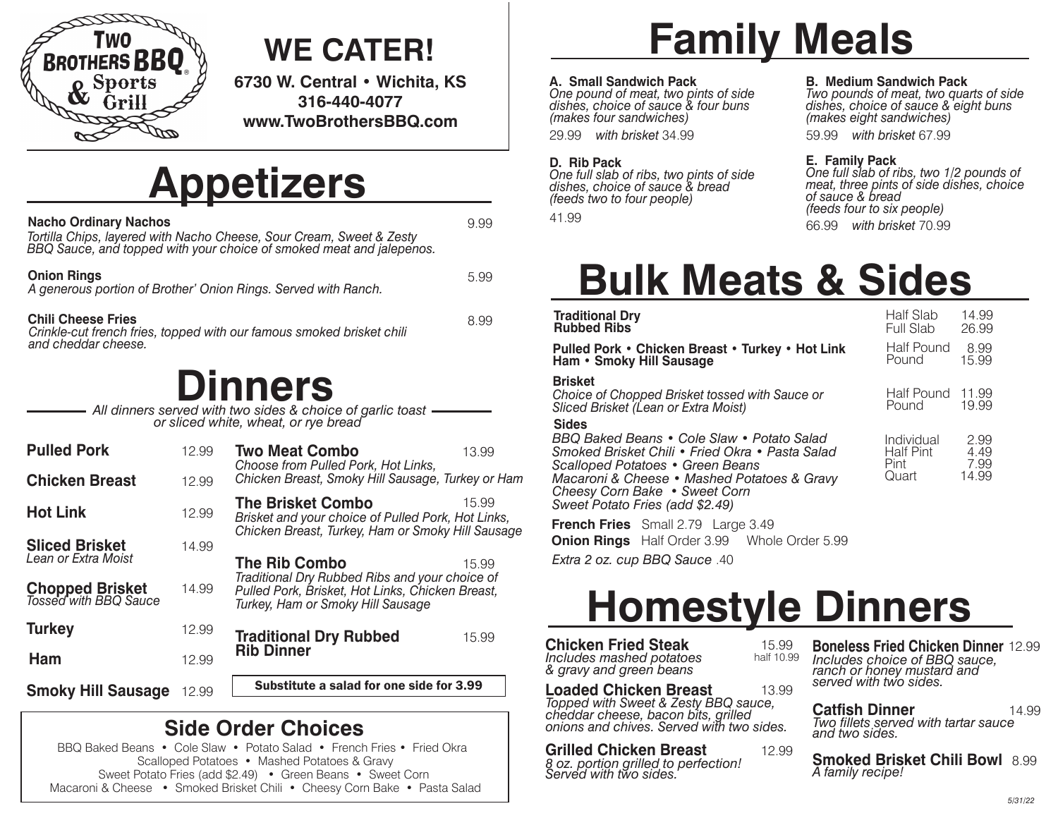**Two Brothers BBQ & Sports Grill**

# WE CATER!

**6730 W. Central • Wichita, KS**
**316-440-4077**
**www.TwoBrothersBBQ.com**

# Appetizers

**Nacho Ordinary Nachos** 9.99
*Tortilla Chips, layered with Nacho Cheese, Sour Cream, Sweet & Zesty BBQ Sauce, and topped with your choice of smoked meat and jalepenos.*

**Onion Rings** 5.99
*A generous portion of Brother' Onion Rings. Served with Ranch.*

**Chili Cheese Fries** 8.99
*Crinkle-cut french fries, topped with our famous smoked brisket chili and cheddar cheese.*

# Dinners

*All dinners served with two sides & choice of garlic toast or sliced white, wheat, or rye bread*

**Pulled Pork** 12.99

**Chicken Breast** 12.99

**Hot Link** 12.99

**Sliced Brisket** 14.99
*Lean or Extra Moist*

**Chopped Brisket** 14.99
*Tossed with BBQ Sauce*

**Turkey** 12.99

**Ham** 12.99

**Smoky Hill Sausage** 12.99

**Two Meat Combo** 13.99
*Choose from Pulled Pork, Hot Links, Chicken Breast, Smoky Hill Sausage, Turkey or Ham*

**The Brisket Combo** 15.99
*Brisket and your choice of Pulled Pork, Hot Links, Chicken Breast, Turkey, Ham or Smoky Hill Sausage*

**The Rib Combo** 15.99
*Traditional Dry Rubbed Ribs and your choice of Pulled Pork, Brisket, Hot Links, Chicken Breast, Turkey, Ham or Smoky Hill Sausage*

**Traditional Dry Rubbed Rib Dinner** 15.99

**Substitute a salad for one side for 3.99**

## Side Order Choices

BBQ Baked Beans • Cole Slaw • Potato Salad • French Fries • Fried Okra
Scalloped Potatoes • Mashed Potatoes & Gravy
Sweet Potato Fries (add $2.49) • Green Beans • Sweet Corn
Macaroni & Cheese • Smoked Brisket Chili • Cheesy Corn Bake • Pasta Salad

# Family Meals

**A. Small Sandwich Pack**
*One pound of meat, two pints of side dishes, choice of sauce & four buns (makes four sandwiches)*
29.99 *with brisket* 34.99

**B. Medium Sandwich Pack**
*Two pounds of meat, two quarts of side dishes, choice of sauce & eight buns (makes eight sandwiches)*
59.99 *with brisket* 67.99

**D. Rib Pack**
*One full slab of ribs, two pints of side dishes, choice of sauce & bread (feeds two to four people)*
41.99

**E. Family Pack**
*One full slab of ribs, two 1/2 pounds of meat, three pints of side dishes, choice of sauce & bread (feeds four to six people)*
66.99 *with brisket* 70.99

# Bulk Meats & Sides

**Traditional Dry Rubbed Ribs**
Half Slab 14.99
Full Slab 26.99

**Pulled Pork • Chicken Breast • Turkey • Hot Link Ham • Smoky Hill Sausage**
Half Pound 8.99
Pound 15.99

**Brisket**
*Choice of Chopped Brisket tossed with Sauce or Sliced Brisket (Lean or Extra Moist)*
Half Pound 11.99
Pound 19.99

**Sides**
*BBQ Baked Beans • Cole Slaw • Potato Salad • Smoked Brisket Chili • Fried Okra • Pasta Salad • Scalloped Potatoes • Green Beans • Macaroni & Cheese • Mashed Potatoes & Gravy • Cheesy Corn Bake • Sweet Corn • Sweet Potato Fries (add $2.49)*
Individual 2.99
Half Pint 4.49
Pint 7.99
Quart 14.99

**French Fries** Small 2.79 Large 3.49

**Onion Rings** Half Order 3.99 Whole Order 5.99

*Extra 2 oz. cup BBQ Sauce* .40

# Homestyle Dinners

**Chicken Fried Steak** 15.99 / half 10.99
*Includes mashed potatoes & gravy and green beans*

**Loaded Chicken Breast** 13.99
*Topped with Sweet & Zesty BBQ sauce, cheddar cheese, bacon bits, grilled onions and chives. Served with two sides.*

**Grilled Chicken Breast** 12.99
*8 oz. portion grilled to perfection! Served with two sides.*

**Boneless Fried Chicken Dinner** 12.99
*Includes choice of BBQ sauce, ranch or honey mustard and served with two sides.*

**Catfish Dinner** 14.99
*Two fillets served with tartar sauce and two sides.*

**Smoked Brisket Chili Bowl** 8.99
*A family recipe!*

*5/31/22*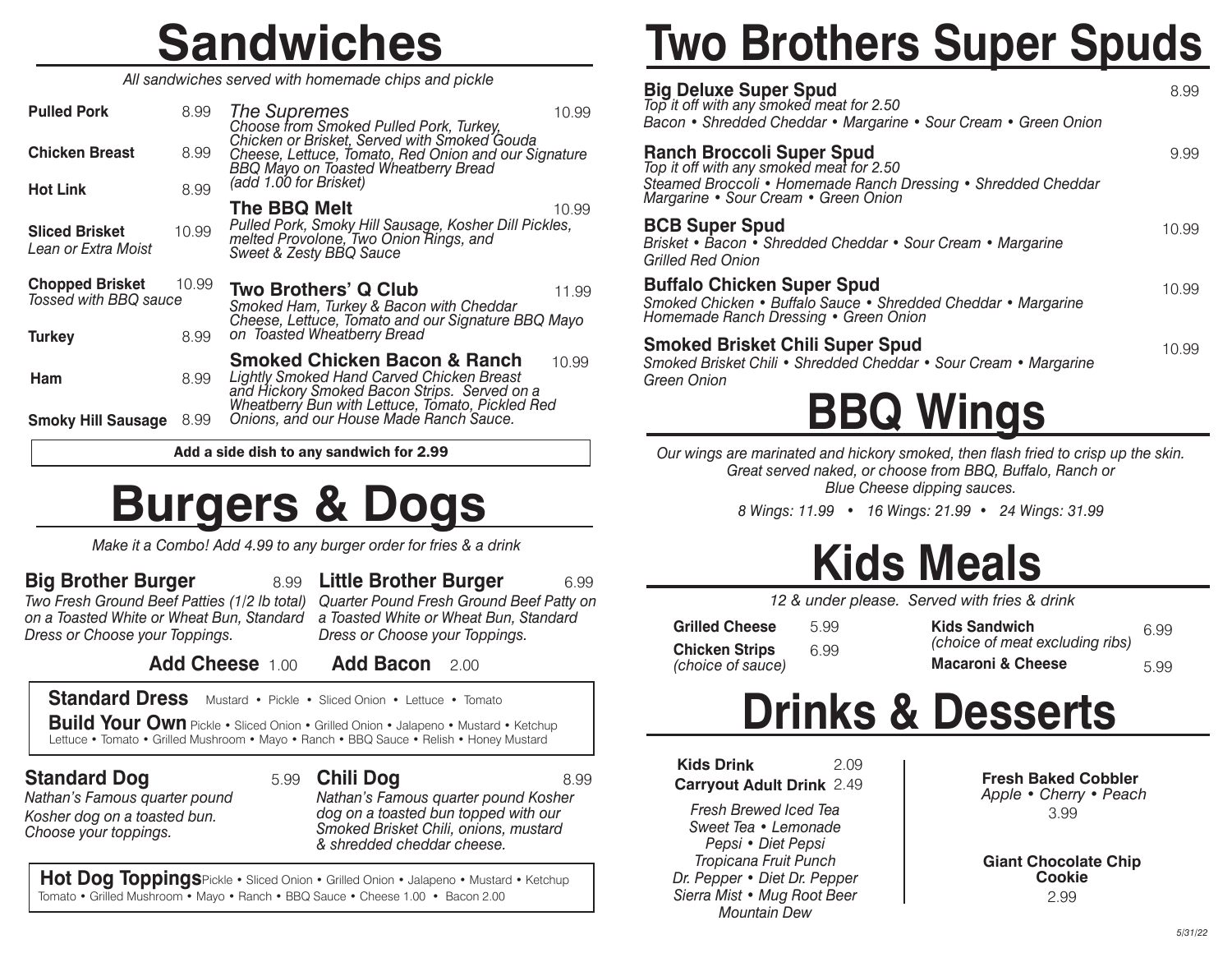# Sandwiches

*All sandwiches served with homemade chips and pickle*

**Pulled Pork** 8.99

**Chicken Breast** 8.99

**Hot Link** 8.99

**Sliced Brisket** 10.99
*Lean or Extra Moist*

**Chopped Brisket** 10.99
*Tossed with BBQ sauce*

**Turkey** 8.99

**Ham** 8.99

**Smoky Hill Sausage** 8.99

***The Supremes*** 10.99
*Choose from Smoked Pulled Pork, Turkey, Chicken or Brisket, Served with Smoked Gouda Cheese, Lettuce, Tomato, Red Onion and our Signature BBQ Mayo on Toasted Wheatberry Bread (add 1.00 for Brisket)*

**The BBQ Melt** 10.99
*Pulled Pork, Smoky Hill Sausage, Kosher Dill Pickles, melted Provolone, Two Onion Rings, and Sweet & Zesty BBQ Sauce*

**Two Brothers' Q Club** 11.99
*Smoked Ham, Turkey & Bacon with Cheddar Cheese, Lettuce, Tomato and our Signature BBQ Mayo on Toasted Wheatberry Bread*

**Smoked Chicken Bacon & Ranch** 10.99
*Lightly Smoked Hand Carved Chicken Breast and Hickory Smoked Bacon Strips. Served on a Wheatberry Bun with Lettuce, Tomato, Pickled Red Onions, and our House Made Ranch Sauce.*

**Add a side dish to any sandwich for 2.99**

# Burgers & Dogs

*Make it a Combo! Add 4.99 to any burger order for fries & a drink*

**Big Brother Burger** 8.99
*Two Fresh Ground Beef Patties (1/2 lb total) on a Toasted White or Wheat Bun, Standard Dress or Choose your Toppings.*

**Little Brother Burger** 6.99
*Quarter Pound Fresh Ground Beef Patty on a Toasted White or Wheat Bun, Standard Dress or Choose your Toppings.*

**Add Cheese** 1.00 **Add Bacon** 2.00

**Standard Dress** Mustard • Pickle • Sliced Onion • Lettuce • Tomato

**Build Your Own** Pickle • Sliced Onion • Grilled Onion • Jalapeno • Mustard • Ketchup Lettuce • Tomato • Grilled Mushroom • Mayo • Ranch • BBQ Sauce • Relish • Honey Mustard

**Standard Dog** 5.99
*Nathan's Famous quarter pound Kosher dog on a toasted bun. Choose your toppings.*

**Chili Dog** 8.99
*Nathan's Famous quarter pound Kosher dog on a toasted bun topped with our Smoked Brisket Chili, onions, mustard & shredded cheddar cheese.*

**Hot Dog Toppings** Pickle • Sliced Onion • Grilled Onion • Jalapeno • Mustard • Ketchup Tomato • Grilled Mushroom • Mayo • Ranch • BBQ Sauce • Cheese 1.00 • Bacon 2.00

# Two Brothers Super Spuds

**Big Deluxe Super Spud** 8.99
*Top it off with any smoked meat for 2.50*
*Bacon • Shredded Cheddar • Margarine • Sour Cream • Green Onion*

**Ranch Broccoli Super Spud** 9.99
*Top it off with any smoked meat for 2.50*
*Steamed Broccoli • Homemade Ranch Dressing • Shredded Cheddar Margarine • Sour Cream • Green Onion*

**BCB Super Spud** 10.99
*Brisket • Bacon • Shredded Cheddar • Sour Cream • Margarine Grilled Red Onion*

**Buffalo Chicken Super Spud** 10.99
*Smoked Chicken • Buffalo Sauce • Shredded Cheddar • Margarine Homemade Ranch Dressing • Green Onion*

**Smoked Brisket Chili Super Spud** 10.99
*Smoked Brisket Chili • Shredded Cheddar • Sour Cream • Margarine Green Onion*

# BBQ Wings

*Our wings are marinated and hickory smoked, then flash fried to crisp up the skin. Great served naked, or choose from BBQ, Buffalo, Ranch or Blue Cheese dipping sauces.*

*8 Wings: 11.99 • 16 Wings: 21.99 • 24 Wings: 31.99*

# Kids Meals

*12 & under please. Served with fries & drink*

**Grilled Cheese** 5.99

**Chicken Strips** 6.99
*(choice of sauce)*

**Kids Sandwich** 6.99
*(choice of meat excluding ribs)*

**Macaroni & Cheese** 5.99

# Drinks & Desserts

**Kids Drink** 2.09

**Carryout Adult Drink** 2.49

*Fresh Brewed Iced Tea*
*Sweet Tea • Lemonade*
*Pepsi • Diet Pepsi*
*Tropicana Fruit Punch*
*Dr. Pepper • Diet Dr. Pepper*
*Sierra Mist • Mug Root Beer*
*Mountain Dew*

**Fresh Baked Cobbler**
*Apple • Cherry • Peach*
3.99

**Giant Chocolate Chip Cookie**
2.99

*5/31/22*